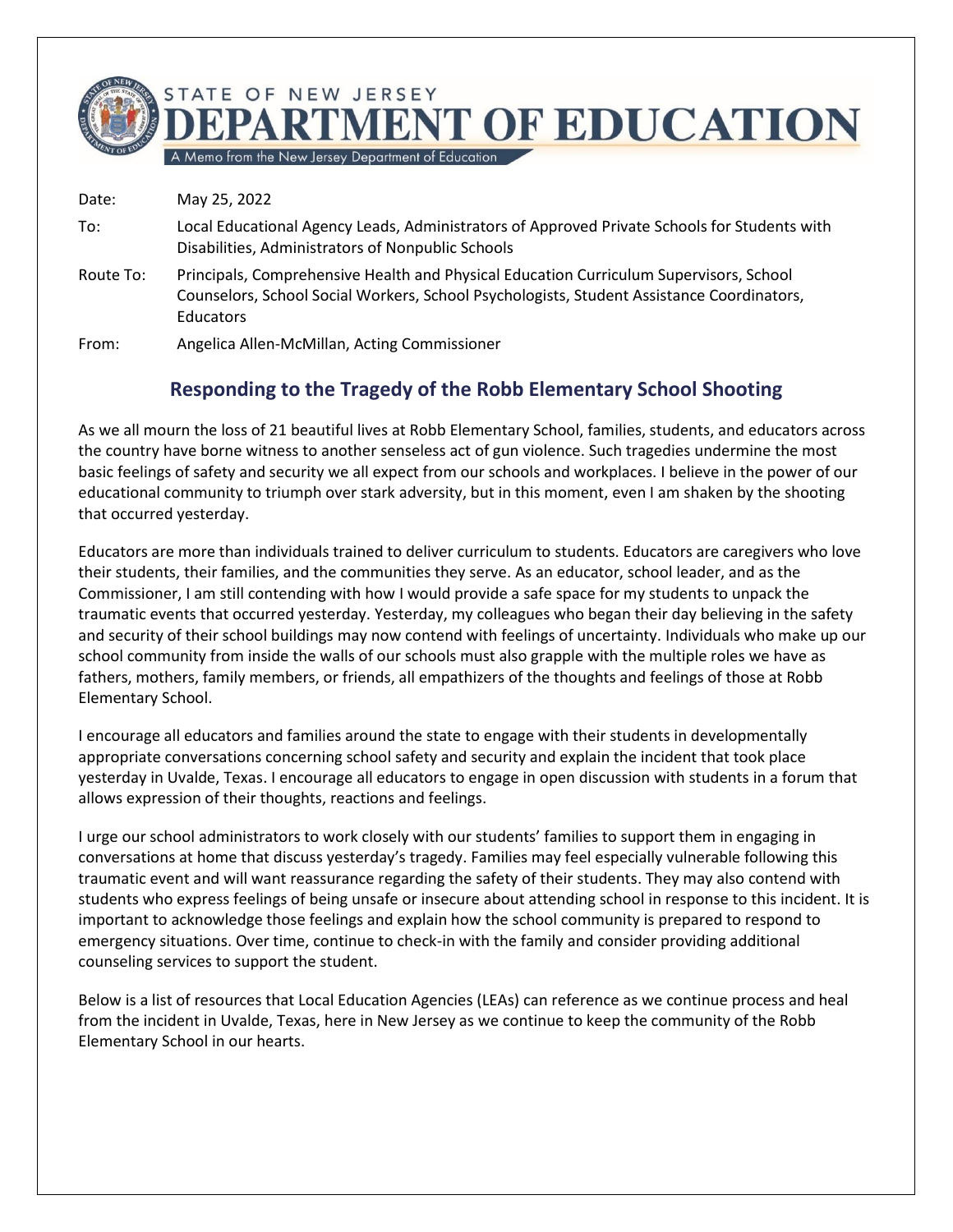STATE OF NEW JERSEY
# DEPARTMENT OF EDUCATION
A Memo from the New Jersey Department of Education

| | |
|---|---|
| Date: | May 25, 2022 |
| To: | Local Educational Agency Leads, Administrators of Approved Private Schools for Students with Disabilities, Administrators of Nonpublic Schools |
| Route To: | Principals, Comprehensive Health and Physical Education Curriculum Supervisors, School Counselors, School Social Workers, School Psychologists, Student Assistance Coordinators, Educators |
| From: | Angelica Allen-McMillan, Acting Commissioner |

## Responding to the Tragedy of the Robb Elementary School Shooting

As we all mourn the loss of 21 beautiful lives at Robb Elementary School, families, students, and educators across the country have borne witness to another senseless act of gun violence. Such tragedies undermine the most basic feelings of safety and security we all expect from our schools and workplaces. I believe in the power of our educational community to triumph over stark adversity, but in this moment, even I am shaken by the shooting that occurred yesterday.

Educators are more than individuals trained to deliver curriculum to students. Educators are caregivers who love their students, their families, and the communities they serve. As an educator, school leader, and as the Commissioner, I am still contending with how I would provide a safe space for my students to unpack the traumatic events that occurred yesterday. Yesterday, my colleagues who began their day believing in the safety and security of their school buildings may now contend with feelings of uncertainty. Individuals who make up our school community from inside the walls of our schools must also grapple with the multiple roles we have as fathers, mothers, family members, or friends, all empathizers of the thoughts and feelings of those at Robb Elementary School.

I encourage all educators and families around the state to engage with their students in developmentally appropriate conversations concerning school safety and security and explain the incident that took place yesterday in Uvalde, Texas. I encourage all educators to engage in open discussion with students in a forum that allows expression of their thoughts, reactions and feelings.

I urge our school administrators to work closely with our students' families to support them in engaging in conversations at home that discuss yesterday's tragedy. Families may feel especially vulnerable following this traumatic event and will want reassurance regarding the safety of their students. They may also contend with students who express feelings of being unsafe or insecure about attending school in response to this incident. It is important to acknowledge those feelings and explain how the school community is prepared to respond to emergency situations. Over time, continue to check-in with the family and consider providing additional counseling services to support the student.

Below is a list of resources that Local Education Agencies (LEAs) can reference as we continue process and heal from the incident in Uvalde, Texas, here in New Jersey as we continue to keep the community of the Robb Elementary School in our hearts.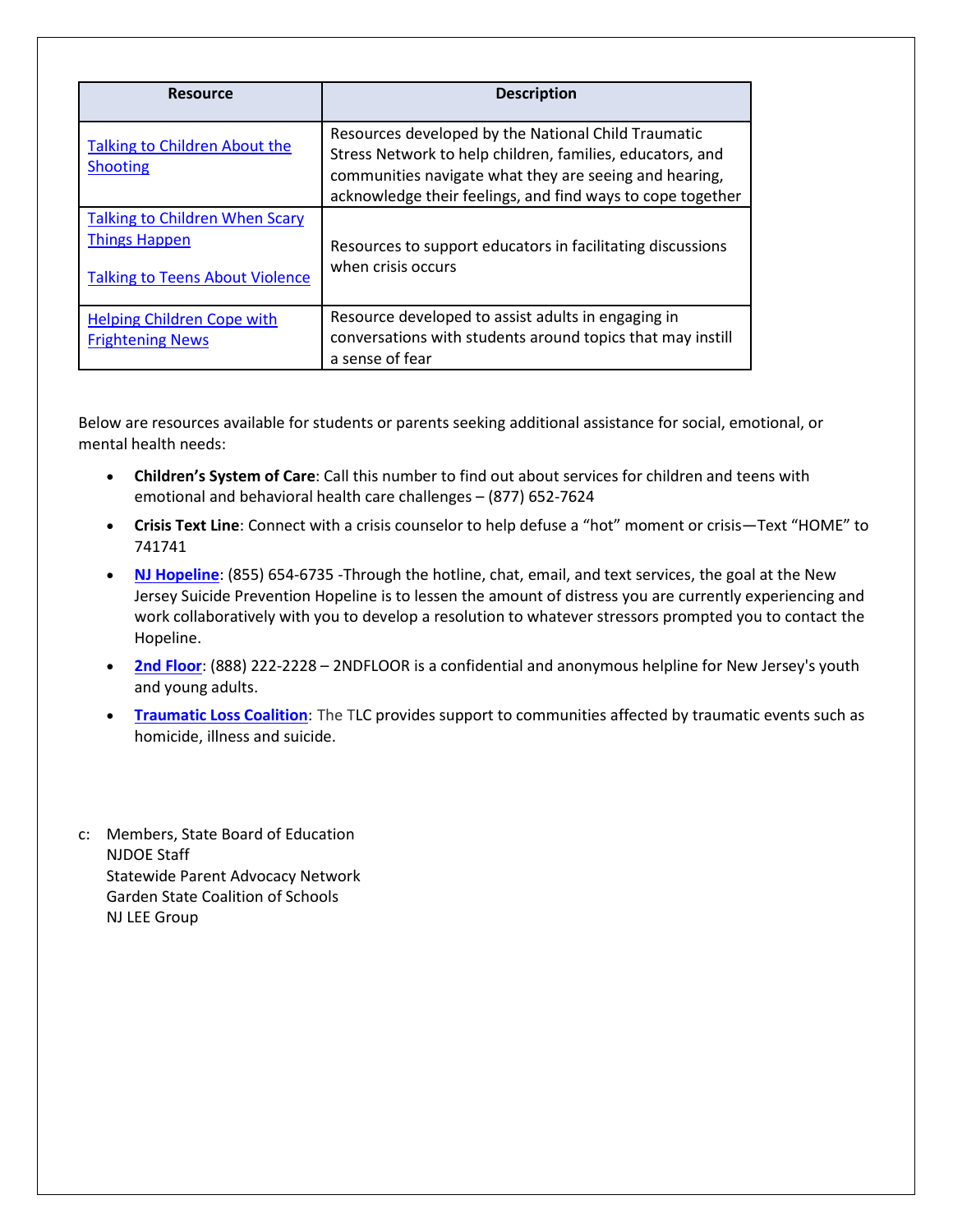| Resource | Description |
| --- | --- |
| Talking to Children About the Shooting | Resources developed by the National Child Traumatic Stress Network to help children, families, educators, and communities navigate what they are seeing and hearing, acknowledge their feelings, and find ways to cope together |
| Talking to Children When Scary Things Happen<br><br>Talking to Teens About Violence | Resources to support educators in facilitating discussions when crisis occurs |
| Helping Children Cope with Frightening News | Resource developed to assist adults in engaging in conversations with students around topics that may instill a sense of fear |

Below are resources available for students or parents seeking additional assistance for social, emotional, or mental health needs:

- **Children's System of Care**: Call this number to find out about services for children and teens with emotional and behavioral health care challenges – (877) 652-7624
- **Crisis Text Line**: Connect with a crisis counselor to help defuse a "hot" moment or crisis—Text "HOME" to 741741
- **NJ Hopeline**: (855) 654-6735 -Through the hotline, chat, email, and text services, the goal at the New Jersey Suicide Prevention Hopeline is to lessen the amount of distress you are currently experiencing and work collaboratively with you to develop a resolution to whatever stressors prompted you to contact the Hopeline.
- **2nd Floor**: (888) 222-2228 – 2NDFLOOR is a confidential and anonymous helpline for New Jersey's youth and young adults.
- **Traumatic Loss Coalition**: The TLC provides support to communities affected by traumatic events such as homicide, illness and suicide.

c: Members, State Board of Education
NJDOE Staff
Statewide Parent Advocacy Network
Garden State Coalition of Schools
NJ LEE Group